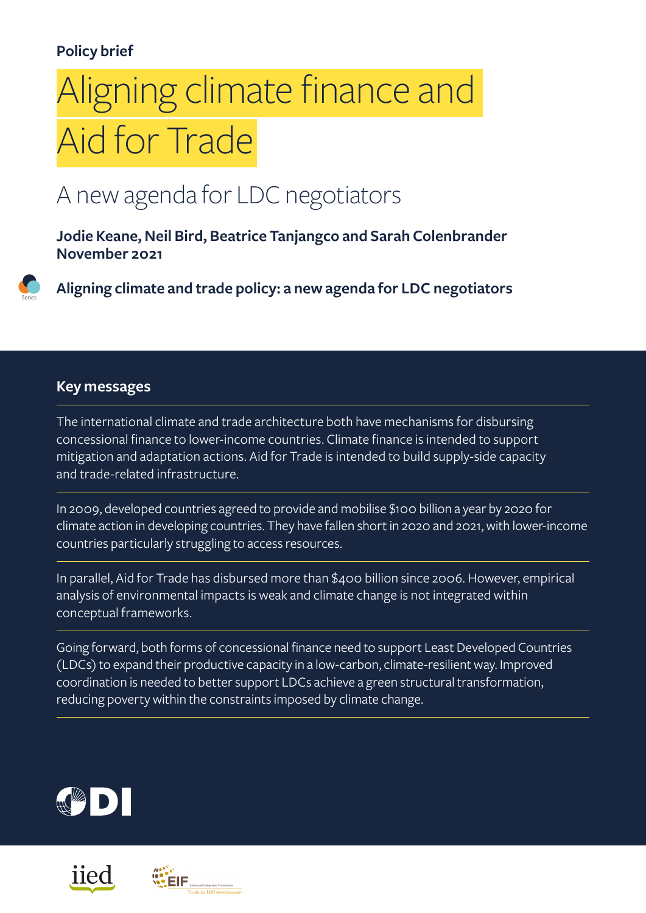Policy brief

# Aligning climate finance and Aid for Trade

## A new agenda for LDC negotiators

**Jodie Keane, Neil Bird, Beatrice Tanjangco and Sarah Colenbrander**
**November 2021**

**Aligning climate and trade policy: a new agenda for LDC negotiators**

### Key messages

The international climate and trade architecture both have mechanisms for disbursing concessional finance to lower-income countries. Climate finance is intended to support mitigation and adaptation actions. Aid for Trade is intended to build supply-side capacity and trade-related infrastructure.

In 2009, developed countries agreed to provide and mobilise $100 billion a year by 2020 for climate action in developing countries. They have fallen short in 2020 and 2021, with lower-income countries particularly struggling to access resources.

In parallel, Aid for Trade has disbursed more than $400 billion since 2006. However, empirical analysis of environmental impacts is weak and climate change is not integrated within conceptual frameworks.

Going forward, both forms of concessional finance need to support Least Developed Countries (LDCs) to expand their productive capacity in a low-carbon, climate-resilient way. Improved coordination is needed to better support LDCs achieve a green structural transformation, reducing poverty within the constraints imposed by climate change.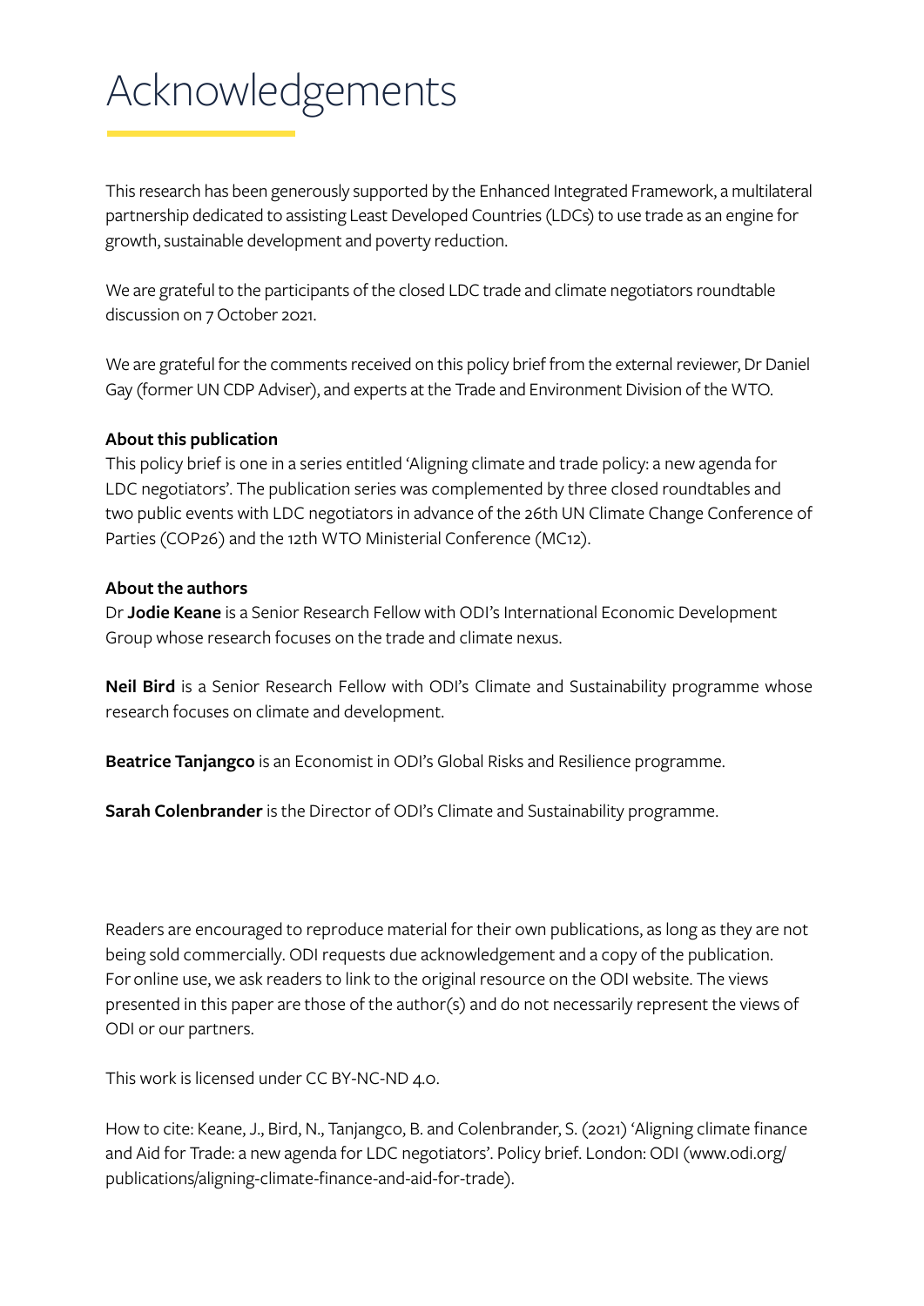# Acknowledgements

This research has been generously supported by the Enhanced Integrated Framework, a multilateral partnership dedicated to assisting Least Developed Countries (LDCs) to use trade as an engine for growth, sustainable development and poverty reduction.

We are grateful to the participants of the closed LDC trade and climate negotiators roundtable discussion on 7 October 2021.

We are grateful for the comments received on this policy brief from the external reviewer, Dr Daniel Gay (former UN CDP Adviser), and experts at the Trade and Environment Division of the WTO.

**About this publication**

This policy brief is one in a series entitled 'Aligning climate and trade policy: a new agenda for LDC negotiators'. The publication series was complemented by three closed roundtables and two public events with LDC negotiators in advance of the 26th UN Climate Change Conference of Parties (COP26) and the 12th WTO Ministerial Conference (MC12).

**About the authors**

Dr **Jodie Keane** is a Senior Research Fellow with ODI's International Economic Development Group whose research focuses on the trade and climate nexus.

**Neil Bird** is a Senior Research Fellow with ODI's Climate and Sustainability programme whose research focuses on climate and development.

**Beatrice Tanjangco** is an Economist in ODI's Global Risks and Resilience programme.

**Sarah Colenbrander** is the Director of ODI's Climate and Sustainability programme.

Readers are encouraged to reproduce material for their own publications, as long as they are not being sold commercially. ODI requests due acknowledgement and a copy of the publication. For online use, we ask readers to link to the original resource on the ODI website. The views presented in this paper are those of the author(s) and do not necessarily represent the views of ODI or our partners.

This work is licensed under CC BY-NC-ND 4.0.

How to cite: Keane, J., Bird, N., Tanjangco, B. and Colenbrander, S. (2021) 'Aligning climate finance and Aid for Trade: a new agenda for LDC negotiators'. Policy brief. London: ODI (www.odi.org/publications/aligning-climate-finance-and-aid-for-trade).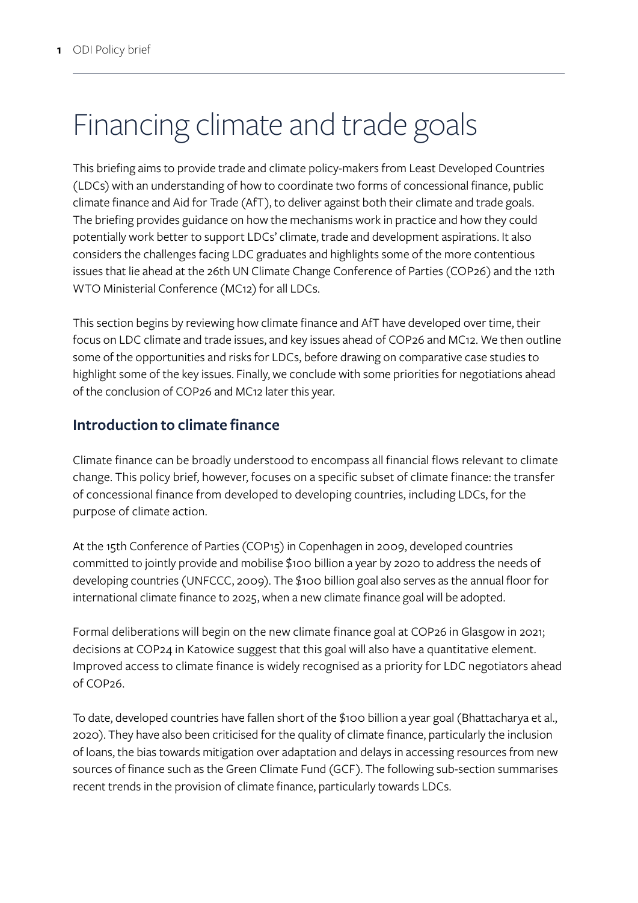# Financing climate and trade goals

This briefing aims to provide trade and climate policy-makers from Least Developed Countries (LDCs) with an understanding of how to coordinate two forms of concessional finance, public climate finance and Aid for Trade (AfT), to deliver against both their climate and trade goals. The briefing provides guidance on how the mechanisms work in practice and how they could potentially work better to support LDCs' climate, trade and development aspirations. It also considers the challenges facing LDC graduates and highlights some of the more contentious issues that lie ahead at the 26th UN Climate Change Conference of Parties (COP26) and the 12th WTO Ministerial Conference (MC12) for all LDCs.

This section begins by reviewing how climate finance and AfT have developed over time, their focus on LDC climate and trade issues, and key issues ahead of COP26 and MC12. We then outline some of the opportunities and risks for LDCs, before drawing on comparative case studies to highlight some of the key issues. Finally, we conclude with some priorities for negotiations ahead of the conclusion of COP26 and MC12 later this year.

## Introduction to climate finance

Climate finance can be broadly understood to encompass all financial flows relevant to climate change. This policy brief, however, focuses on a specific subset of climate finance: the transfer of concessional finance from developed to developing countries, including LDCs, for the purpose of climate action.

At the 15th Conference of Parties (COP15) in Copenhagen in 2009, developed countries committed to jointly provide and mobilise $100 billion a year by 2020 to address the needs of developing countries (UNFCCC, 2009). The $100 billion goal also serves as the annual floor for international climate finance to 2025, when a new climate finance goal will be adopted.

Formal deliberations will begin on the new climate finance goal at COP26 in Glasgow in 2021; decisions at COP24 in Katowice suggest that this goal will also have a quantitative element. Improved access to climate finance is widely recognised as a priority for LDC negotiators ahead of COP26.

To date, developed countries have fallen short of the $100 billion a year goal (Bhattacharya et al., 2020). They have also been criticised for the quality of climate finance, particularly the inclusion of loans, the bias towards mitigation over adaptation and delays in accessing resources from new sources of finance such as the Green Climate Fund (GCF). The following sub-section summarises recent trends in the provision of climate finance, particularly towards LDCs.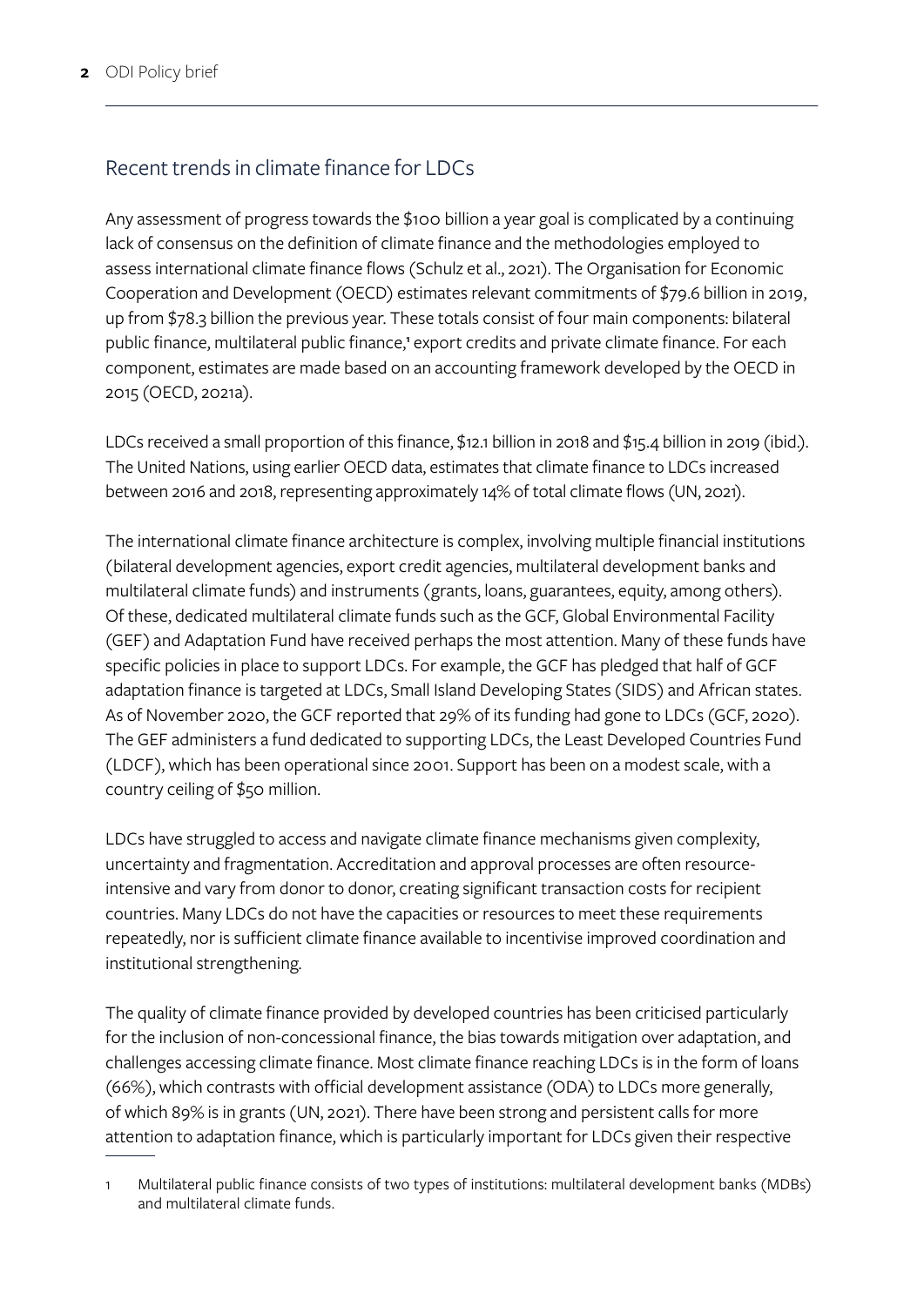## Recent trends in climate finance for LDCs

Any assessment of progress towards the $100 billion a year goal is complicated by a continuing lack of consensus on the definition of climate finance and the methodologies employed to assess international climate finance flows (Schulz et al., 2021). The Organisation for Economic Cooperation and Development (OECD) estimates relevant commitments of $79.6 billion in 2019, up from $78.3 billion the previous year. These totals consist of four main components: bilateral public finance, multilateral public finance,[1] export credits and private climate finance. For each component, estimates are made based on an accounting framework developed by the OECD in 2015 (OECD, 2021a).

LDCs received a small proportion of this finance, $12.1 billion in 2018 and $15.4 billion in 2019 (ibid.). The United Nations, using earlier OECD data, estimates that climate finance to LDCs increased between 2016 and 2018, representing approximately 14% of total climate flows (UN, 2021).

The international climate finance architecture is complex, involving multiple financial institutions (bilateral development agencies, export credit agencies, multilateral development banks and multilateral climate funds) and instruments (grants, loans, guarantees, equity, among others). Of these, dedicated multilateral climate funds such as the GCF, Global Environmental Facility (GEF) and Adaptation Fund have received perhaps the most attention. Many of these funds have specific policies in place to support LDCs. For example, the GCF has pledged that half of GCF adaptation finance is targeted at LDCs, Small Island Developing States (SIDS) and African states. As of November 2020, the GCF reported that 29% of its funding had gone to LDCs (GCF, 2020). The GEF administers a fund dedicated to supporting LDCs, the Least Developed Countries Fund (LDCF), which has been operational since 2001. Support has been on a modest scale, with a country ceiling of $50 million.

LDCs have struggled to access and navigate climate finance mechanisms given complexity, uncertainty and fragmentation. Accreditation and approval processes are often resource-intensive and vary from donor to donor, creating significant transaction costs for recipient countries. Many LDCs do not have the capacities or resources to meet these requirements repeatedly, nor is sufficient climate finance available to incentivise improved coordination and institutional strengthening.

The quality of climate finance provided by developed countries has been criticised particularly for the inclusion of non-concessional finance, the bias towards mitigation over adaptation, and challenges accessing climate finance. Most climate finance reaching LDCs is in the form of loans (66%), which contrasts with official development assistance (ODA) to LDCs more generally, of which 89% is in grants (UN, 2021). There have been strong and persistent calls for more attention to adaptation finance, which is particularly important for LDCs given their respective

---

1 Multilateral public finance consists of two types of institutions: multilateral development banks (MDBs) and multilateral climate funds.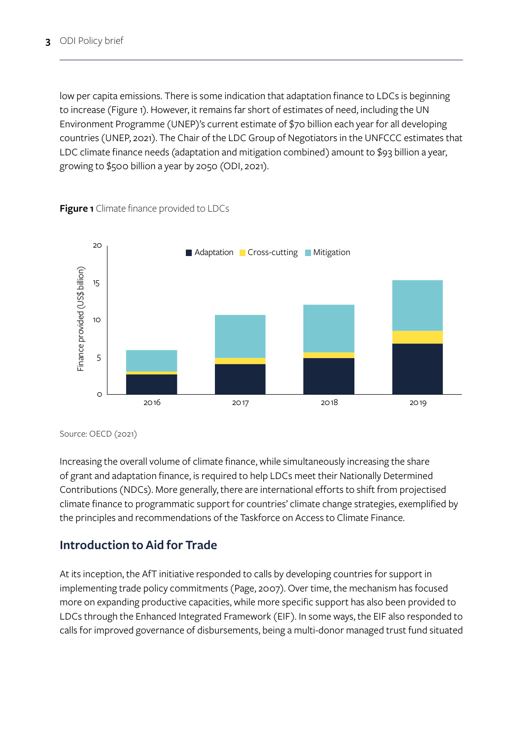low per capita emissions. There is some indication that adaptation finance to LDCs is beginning to increase (Figure 1). However, it remains far short of estimates of need, including the UN Environment Programme (UNEP)'s current estimate of $70 billion each year for all developing countries (UNEP, 2021). The Chair of the LDC Group of Negotiators in the UNFCCC estimates that LDC climate finance needs (adaptation and mitigation combined) amount to $93 billion a year, growing to $500 billion a year by 2050 (ODI, 2021).

**Figure 1** Climate finance provided to LDCs

Source: OECD (2021)

Increasing the overall volume of climate finance, while simultaneously increasing the share of grant and adaptation finance, is required to help LDCs meet their Nationally Determined Contributions (NDCs). More generally, there are international efforts to shift from projectised climate finance to programmatic support for countries' climate change strategies, exemplified by the principles and recommendations of the Taskforce on Access to Climate Finance.

## Introduction to Aid for Trade

At its inception, the AfT initiative responded to calls by developing countries for support in implementing trade policy commitments (Page, 2007). Over time, the mechanism has focused more on expanding productive capacities, while more specific support has also been provided to LDCs through the Enhanced Integrated Framework (EIF). In some ways, the EIF also responded to calls for improved governance of disbursements, being a multi-donor managed trust fund situated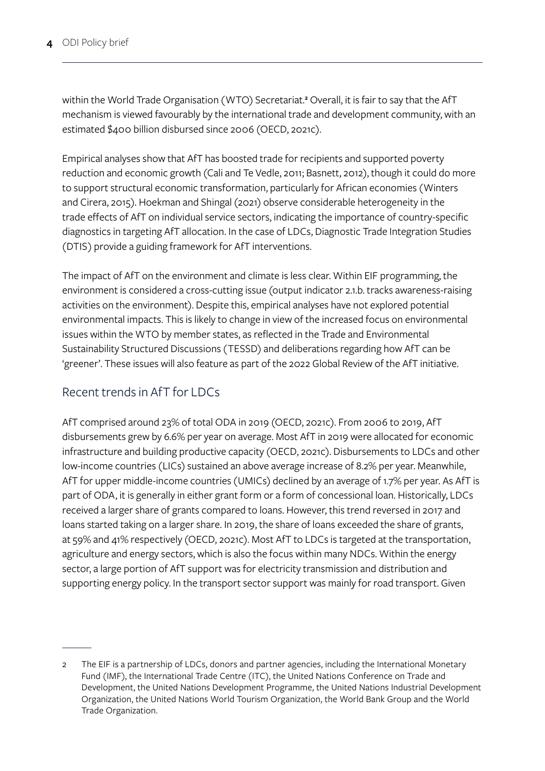within the World Trade Organisation (WTO) Secretariat.[2] Overall, it is fair to say that the AfT mechanism is viewed favourably by the international trade and development community, with an estimated $400 billion disbursed since 2006 (OECD, 2021c).

Empirical analyses show that AfT has boosted trade for recipients and supported poverty reduction and economic growth (Cali and Te Vedle, 2011; Basnett, 2012), though it could do more to support structural economic transformation, particularly for African economies (Winters and Cirera, 2015). Hoekman and Shingal (2021) observe considerable heterogeneity in the trade effects of AfT on individual service sectors, indicating the importance of country-specific diagnostics in targeting AfT allocation. In the case of LDCs, Diagnostic Trade Integration Studies (DTIS) provide a guiding framework for AfT interventions.

The impact of AfT on the environment and climate is less clear. Within EIF programming, the environment is considered a cross-cutting issue (output indicator 2.1.b. tracks awareness-raising activities on the environment). Despite this, empirical analyses have not explored potential environmental impacts. This is likely to change in view of the increased focus on environmental issues within the WTO by member states, as reflected in the Trade and Environmental Sustainability Structured Discussions (TESSD) and deliberations regarding how AfT can be 'greener'. These issues will also feature as part of the 2022 Global Review of the AfT initiative.

## Recent trends in AfT for LDCs

AfT comprised around 23% of total ODA in 2019 (OECD, 2021c). From 2006 to 2019, AfT disbursements grew by 6.6% per year on average. Most AfT in 2019 were allocated for economic infrastructure and building productive capacity (OECD, 2021c). Disbursements to LDCs and other low-income countries (LICs) sustained an above average increase of 8.2% per year. Meanwhile, AfT for upper middle-income countries (UMICs) declined by an average of 1.7% per year. As AfT is part of ODA, it is generally in either grant form or a form of concessional loan. Historically, LDCs received a larger share of grants compared to loans. However, this trend reversed in 2017 and loans started taking on a larger share. In 2019, the share of loans exceeded the share of grants, at 59% and 41% respectively (OECD, 2021c). Most AfT to LDCs is targeted at the transportation, agriculture and energy sectors, which is also the focus within many NDCs. Within the energy sector, a large portion of AfT support was for electricity transmission and distribution and supporting energy policy. In the transport sector support was mainly for road transport. Given

---

2 The EIF is a partnership of LDCs, donors and partner agencies, including the International Monetary Fund (IMF), the International Trade Centre (ITC), the United Nations Conference on Trade and Development, the United Nations Development Programme, the United Nations Industrial Development Organization, the United Nations World Tourism Organization, the World Bank Group and the World Trade Organization.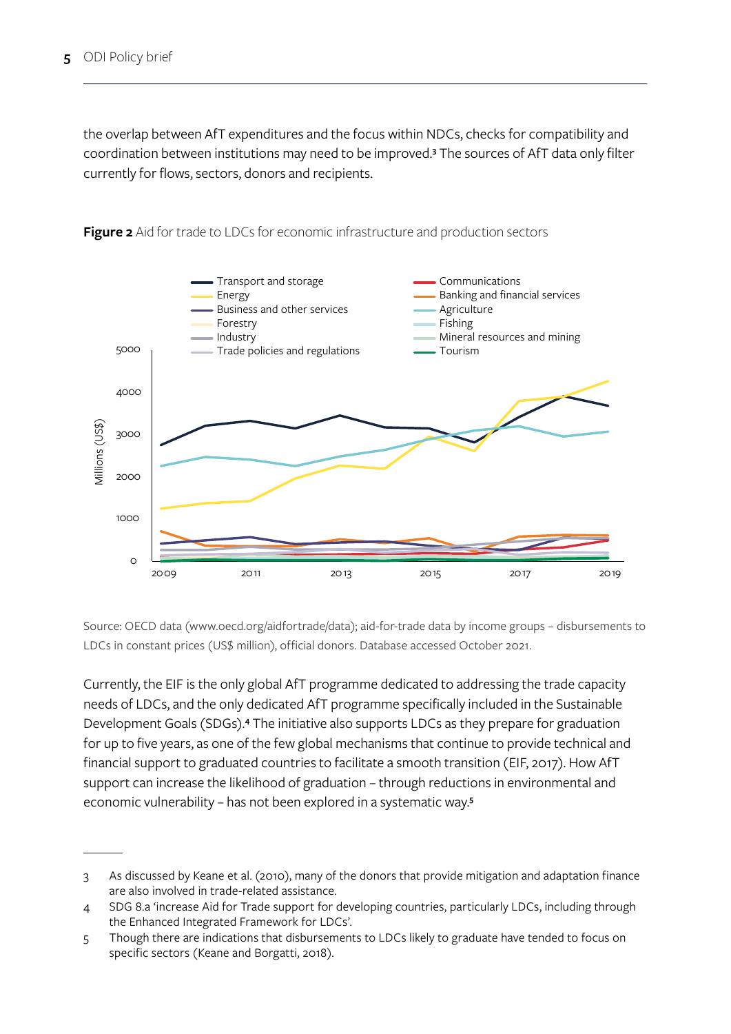the overlap between AfT expenditures and the focus within NDCs, checks for compatibility and coordination between institutions may need to be improved.[3] The sources of AfT data only filter currently for flows, sectors, donors and recipients.

**Figure 2** Aid for trade to LDCs for economic infrastructure and production sectors

Source: OECD data (www.oecd.org/aidfortrade/data); aid-for-trade data by income groups – disbursements to LDCs in constant prices (US$ million), official donors. Database accessed October 2021.

Currently, the EIF is the only global AfT programme dedicated to addressing the trade capacity needs of LDCs, and the only dedicated AfT programme specifically included in the Sustainable Development Goals (SDGs).[4] The initiative also supports LDCs as they prepare for graduation for up to five years, as one of the few global mechanisms that continue to provide technical and financial support to graduated countries to facilitate a smooth transition (EIF, 2017). How AfT support can increase the likelihood of graduation – through reductions in environmental and economic vulnerability – has not been explored in a systematic way.[5]

---

3 As discussed by Keane et al. (2010), many of the donors that provide mitigation and adaptation finance are also involved in trade-related assistance.

4 SDG 8.a 'increase Aid for Trade support for developing countries, particularly LDCs, including through the Enhanced Integrated Framework for LDCs'.

5 Though there are indications that disbursements to LDCs likely to graduate have tended to focus on specific sectors (Keane and Borgatti, 2018).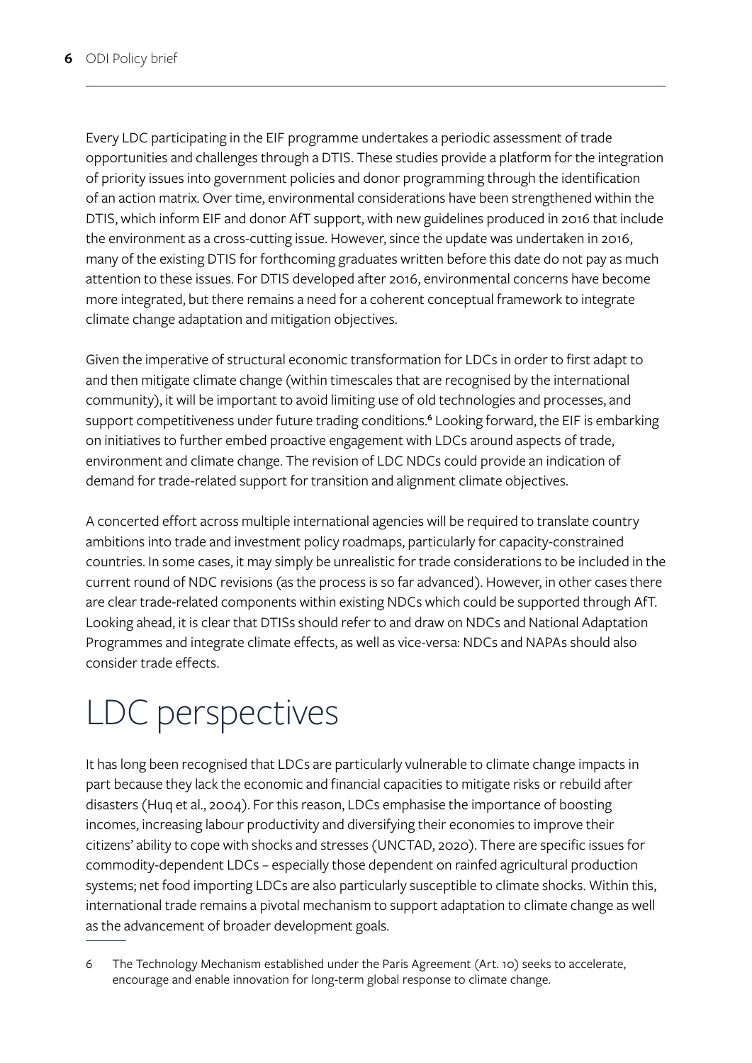Every LDC participating in the EIF programme undertakes a periodic assessment of trade opportunities and challenges through a DTIS. These studies provide a platform for the integration of priority issues into government policies and donor programming through the identification of an action matrix. Over time, environmental considerations have been strengthened within the DTIS, which inform EIF and donor AfT support, with new guidelines produced in 2016 that include the environment as a cross-cutting issue. However, since the update was undertaken in 2016, many of the existing DTIS for forthcoming graduates written before this date do not pay as much attention to these issues. For DTIS developed after 2016, environmental concerns have become more integrated, but there remains a need for a coherent conceptual framework to integrate climate change adaptation and mitigation objectives.

Given the imperative of structural economic transformation for LDCs in order to first adapt to and then mitigate climate change (within timescales that are recognised by the international community), it will be important to avoid limiting use of old technologies and processes, and support competitiveness under future trading conditions.[6] Looking forward, the EIF is embarking on initiatives to further embed proactive engagement with LDCs around aspects of trade, environment and climate change. The revision of LDC NDCs could provide an indication of demand for trade-related support for transition and alignment climate objectives.

A concerted effort across multiple international agencies will be required to translate country ambitions into trade and investment policy roadmaps, particularly for capacity-constrained countries. In some cases, it may simply be unrealistic for trade considerations to be included in the current round of NDC revisions (as the process is so far advanced). However, in other cases there are clear trade-related components within existing NDCs which could be supported through AfT. Looking ahead, it is clear that DTISs should refer to and draw on NDCs and National Adaptation Programmes and integrate climate effects, as well as vice-versa: NDCs and NAPAs should also consider trade effects.

# LDC perspectives

It has long been recognised that LDCs are particularly vulnerable to climate change impacts in part because they lack the economic and financial capacities to mitigate risks or rebuild after disasters (Huq et al., 2004). For this reason, LDCs emphasise the importance of boosting incomes, increasing labour productivity and diversifying their economies to improve their citizens' ability to cope with shocks and stresses (UNCTAD, 2020). There are specific issues for commodity-dependent LDCs – especially those dependent on rainfed agricultural production systems; net food importing LDCs are also particularly susceptible to climate shocks. Within this, international trade remains a pivotal mechanism to support adaptation to climate change as well as the advancement of broader development goals.

---

6 The Technology Mechanism established under the Paris Agreement (Art. 10) seeks to accelerate, encourage and enable innovation for long-term global response to climate change.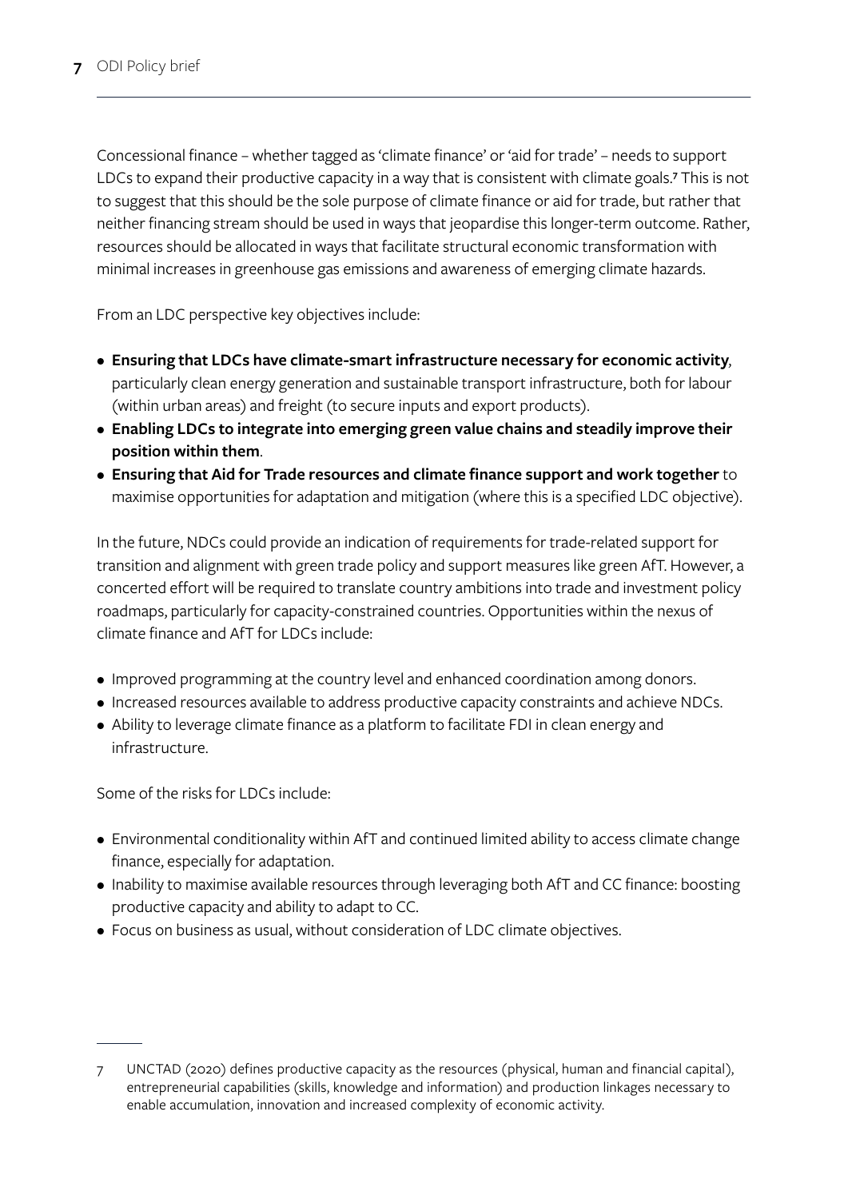Concessional finance – whether tagged as 'climate finance' or 'aid for trade' – needs to support LDCs to expand their productive capacity in a way that is consistent with climate goals.[7] This is not to suggest that this should be the sole purpose of climate finance or aid for trade, but rather that neither financing stream should be used in ways that jeopardise this longer-term outcome. Rather, resources should be allocated in ways that facilitate structural economic transformation with minimal increases in greenhouse gas emissions and awareness of emerging climate hazards.

From an LDC perspective key objectives include:

- **Ensuring that LDCs have climate-smart infrastructure necessary for economic activity**, particularly clean energy generation and sustainable transport infrastructure, both for labour (within urban areas) and freight (to secure inputs and export products).
- **Enabling LDCs to integrate into emerging green value chains and steadily improve their position within them**.
- **Ensuring that Aid for Trade resources and climate finance support and work together** to maximise opportunities for adaptation and mitigation (where this is a specified LDC objective).

In the future, NDCs could provide an indication of requirements for trade-related support for transition and alignment with green trade policy and support measures like green AfT. However, a concerted effort will be required to translate country ambitions into trade and investment policy roadmaps, particularly for capacity-constrained countries. Opportunities within the nexus of climate finance and AfT for LDCs include:

- Improved programming at the country level and enhanced coordination among donors.
- Increased resources available to address productive capacity constraints and achieve NDCs.
- Ability to leverage climate finance as a platform to facilitate FDI in clean energy and infrastructure.

Some of the risks for LDCs include:

- Environmental conditionality within AfT and continued limited ability to access climate change finance, especially for adaptation.
- Inability to maximise available resources through leveraging both AfT and CC finance: boosting productive capacity and ability to adapt to CC.
- Focus on business as usual, without consideration of LDC climate objectives.

---

7 UNCTAD (2020) defines productive capacity as the resources (physical, human and financial capital), entrepreneurial capabilities (skills, knowledge and information) and production linkages necessary to enable accumulation, innovation and increased complexity of economic activity.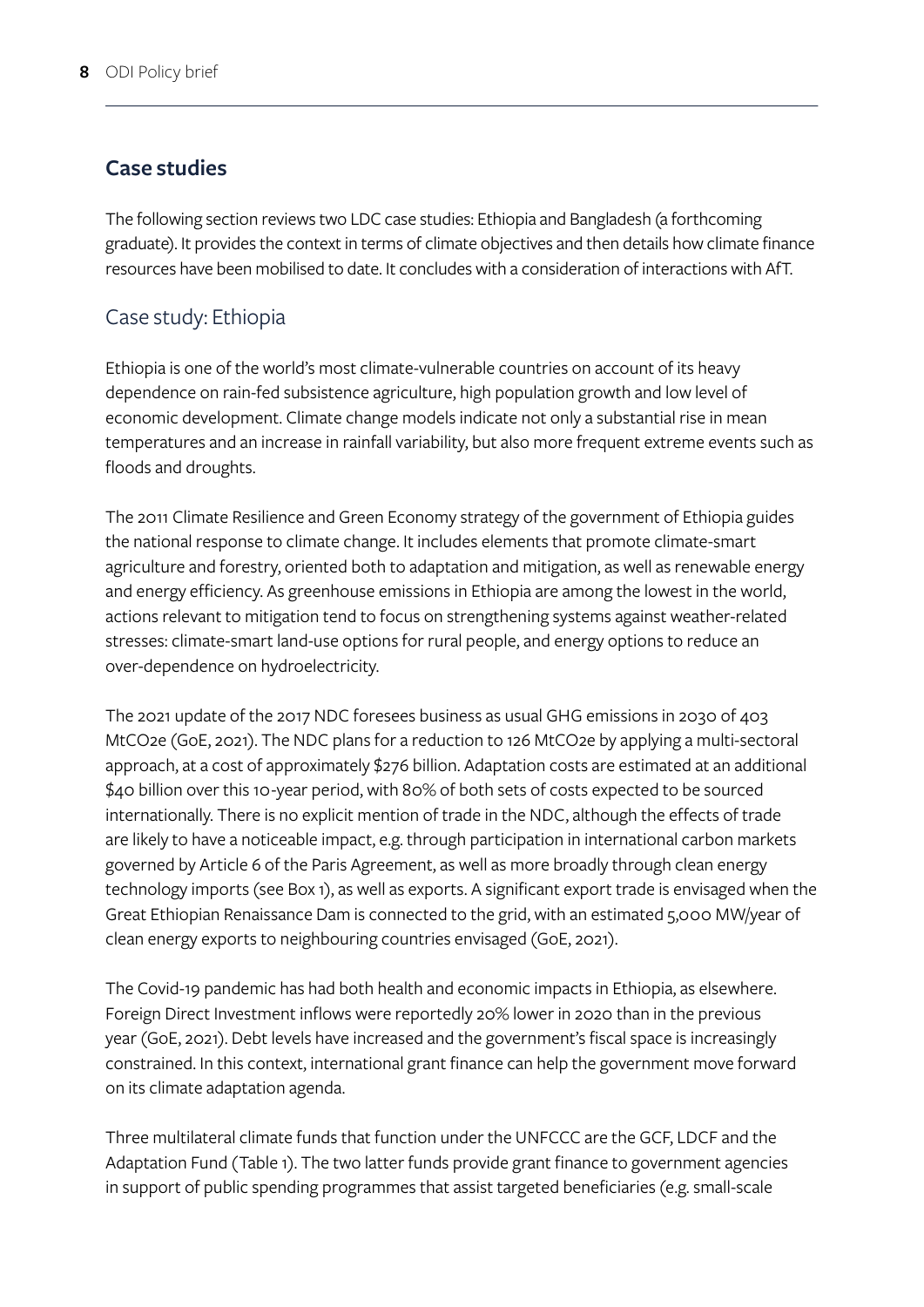## Case studies

The following section reviews two LDC case studies: Ethiopia and Bangladesh (a forthcoming graduate). It provides the context in terms of climate objectives and then details how climate finance resources have been mobilised to date. It concludes with a consideration of interactions with AfT.

### Case study: Ethiopia

Ethiopia is one of the world's most climate-vulnerable countries on account of its heavy dependence on rain-fed subsistence agriculture, high population growth and low level of economic development. Climate change models indicate not only a substantial rise in mean temperatures and an increase in rainfall variability, but also more frequent extreme events such as floods and droughts.

The 2011 Climate Resilience and Green Economy strategy of the government of Ethiopia guides the national response to climate change. It includes elements that promote climate-smart agriculture and forestry, oriented both to adaptation and mitigation, as well as renewable energy and energy efficiency. As greenhouse emissions in Ethiopia are among the lowest in the world, actions relevant to mitigation tend to focus on strengthening systems against weather-related stresses: climate-smart land-use options for rural people, and energy options to reduce an over-dependence on hydroelectricity.

The 2021 update of the 2017 NDC foresees business as usual GHG emissions in 2030 of 403 MtCO2e (GoE, 2021). The NDC plans for a reduction to 126 MtCO2e by applying a multi-sectoral approach, at a cost of approximately $276 billion. Adaptation costs are estimated at an additional $40 billion over this 10-year period, with 80% of both sets of costs expected to be sourced internationally. There is no explicit mention of trade in the NDC, although the effects of trade are likely to have a noticeable impact, e.g. through participation in international carbon markets governed by Article 6 of the Paris Agreement, as well as more broadly through clean energy technology imports (see Box 1), as well as exports. A significant export trade is envisaged when the Great Ethiopian Renaissance Dam is connected to the grid, with an estimated 5,000 MW/year of clean energy exports to neighbouring countries envisaged (GoE, 2021).

The Covid-19 pandemic has had both health and economic impacts in Ethiopia, as elsewhere. Foreign Direct Investment inflows were reportedly 20% lower in 2020 than in the previous year (GoE, 2021). Debt levels have increased and the government's fiscal space is increasingly constrained. In this context, international grant finance can help the government move forward on its climate adaptation agenda.

Three multilateral climate funds that function under the UNFCCC are the GCF, LDCF and the Adaptation Fund (Table 1). The two latter funds provide grant finance to government agencies in support of public spending programmes that assist targeted beneficiaries (e.g. small-scale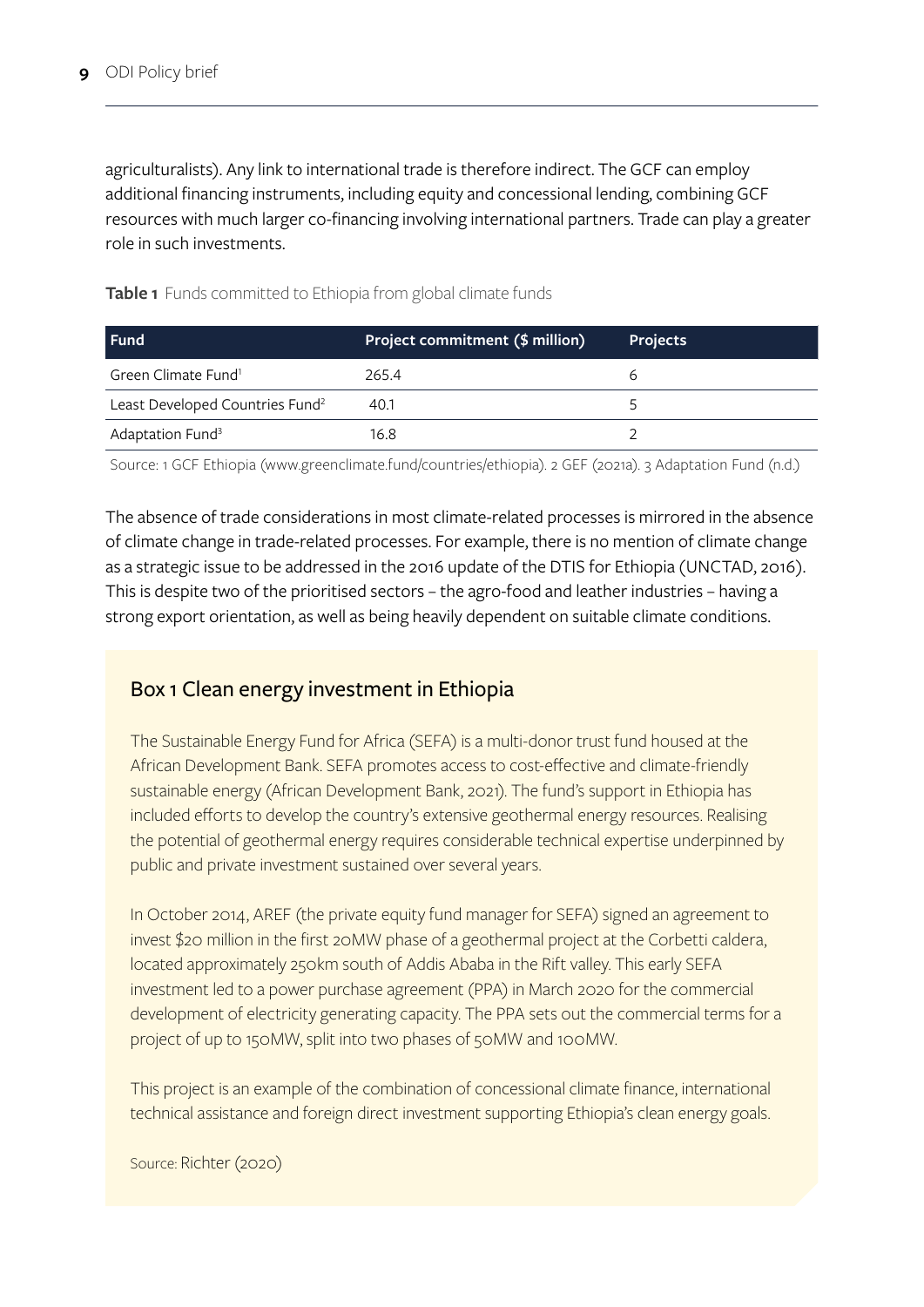agriculturalists). Any link to international trade is therefore indirect. The GCF can employ additional financing instruments, including equity and concessional lending, combining GCF resources with much larger co-financing involving international partners. Trade can play a greater role in such investments.

**Table 1** Funds committed to Ethiopia from global climate funds

| Fund | Project commitment ($ million) | Projects |
|---|---|---|
| Green Climate Fund[1] | 265.4 | 6 |
| Least Developed Countries Fund[2] | 40.1 | 5 |
| Adaptation Fund[3] | 16.8 | 2 |

Source: 1 GCF Ethiopia (www.greenclimate.fund/countries/ethiopia). 2 GEF (2021a). 3 Adaptation Fund (n.d.)

The absence of trade considerations in most climate-related processes is mirrored in the absence of climate change in trade-related processes. For example, there is no mention of climate change as a strategic issue to be addressed in the 2016 update of the DTIS for Ethiopia (UNCTAD, 2016). This is despite two of the prioritised sectors – the agro-food and leather industries – having a strong export orientation, as well as being heavily dependent on suitable climate conditions.

## Box 1 Clean energy investment in Ethiopia

The Sustainable Energy Fund for Africa (SEFA) is a multi-donor trust fund housed at the African Development Bank. SEFA promotes access to cost-effective and climate-friendly sustainable energy (African Development Bank, 2021). The fund's support in Ethiopia has included efforts to develop the country's extensive geothermal energy resources. Realising the potential of geothermal energy requires considerable technical expertise underpinned by public and private investment sustained over several years.

In October 2014, AREF (the private equity fund manager for SEFA) signed an agreement to invest $20 million in the first 20MW phase of a geothermal project at the Corbetti caldera, located approximately 250km south of Addis Ababa in the Rift valley. This early SEFA investment led to a power purchase agreement (PPA) in March 2020 for the commercial development of electricity generating capacity. The PPA sets out the commercial terms for a project of up to 150MW, split into two phases of 50MW and 100MW.

This project is an example of the combination of concessional climate finance, international technical assistance and foreign direct investment supporting Ethiopia's clean energy goals.

Source: Richter (2020)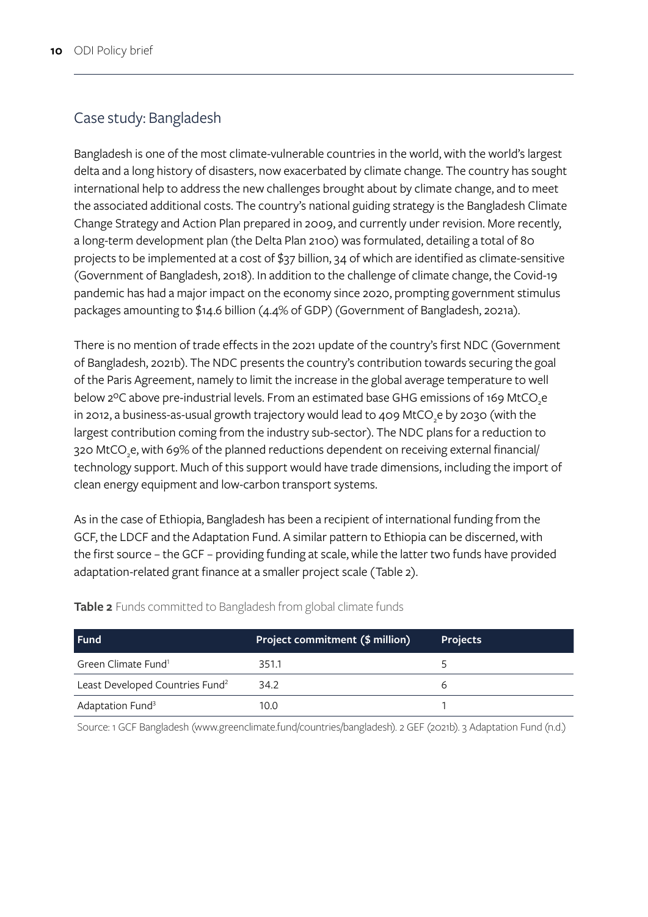## Case study: Bangladesh

Bangladesh is one of the most climate-vulnerable countries in the world, with the world's largest delta and a long history of disasters, now exacerbated by climate change. The country has sought international help to address the new challenges brought about by climate change, and to meet the associated additional costs. The country's national guiding strategy is the Bangladesh Climate Change Strategy and Action Plan prepared in 2009, and currently under revision. More recently, a long-term development plan (the Delta Plan 2100) was formulated, detailing a total of 80 projects to be implemented at a cost of $37 billion, 34 of which are identified as climate-sensitive (Government of Bangladesh, 2018). In addition to the challenge of climate change, the Covid-19 pandemic has had a major impact on the economy since 2020, prompting government stimulus packages amounting to $14.6 billion (4.4% of GDP) (Government of Bangladesh, 2021a).

There is no mention of trade effects in the 2021 update of the country's first NDC (Government of Bangladesh, 2021b). The NDC presents the country's contribution towards securing the goal of the Paris Agreement, namely to limit the increase in the global average temperature to well below 2ºC above pre-industrial levels. From an estimated base GHG emissions of 169 $MtCO_2e$ in 2012, a business-as-usual growth trajectory would lead to 409 $MtCO_2e$ by 2030 (with the largest contribution coming from the industry sub-sector). The NDC plans for a reduction to 320 $MtCO_2e$, with 69% of the planned reductions dependent on receiving external financial/technology support. Much of this support would have trade dimensions, including the import of clean energy equipment and low-carbon transport systems.

As in the case of Ethiopia, Bangladesh has been a recipient of international funding from the GCF, the LDCF and the Adaptation Fund. A similar pattern to Ethiopia can be discerned, with the first source – the GCF – providing funding at scale, while the latter two funds have provided adaptation-related grant finance at a smaller project scale (Table 2).

**Table 2** Funds committed to Bangladesh from global climate funds

| Fund | Project commitment ($ million) | Projects |
|---|---|---|
| Green Climate Fund[1] | 351.1 | 5 |
| Least Developed Countries Fund[2] | 34.2 | 6 |
| Adaptation Fund[3] | 10.0 | 1 |

Source: 1 GCF Bangladesh (www.greenclimate.fund/countries/bangladesh). 2 GEF (2021b). 3 Adaptation Fund (n.d.)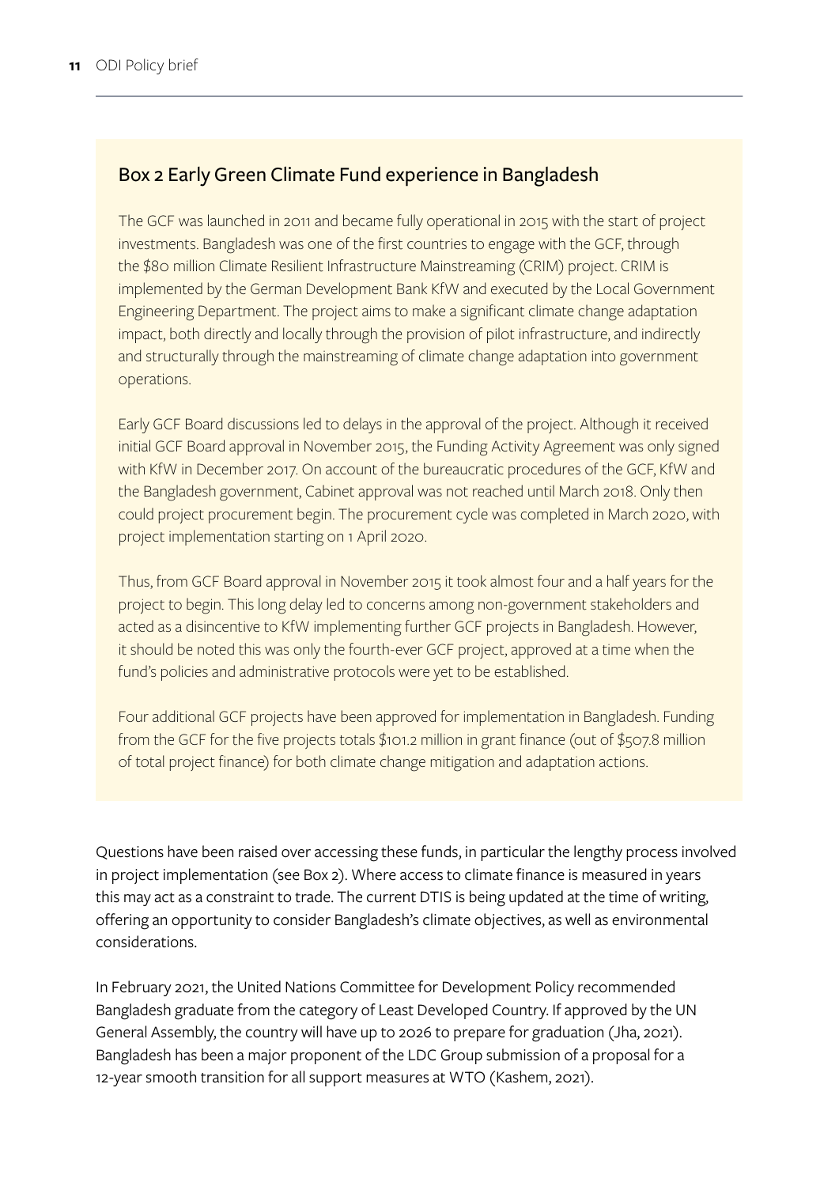## Box 2 Early Green Climate Fund experience in Bangladesh

The GCF was launched in 2011 and became fully operational in 2015 with the start of project investments. Bangladesh was one of the first countries to engage with the GCF, through the $80 million Climate Resilient Infrastructure Mainstreaming (CRIM) project. CRIM is implemented by the German Development Bank KfW and executed by the Local Government Engineering Department. The project aims to make a significant climate change adaptation impact, both directly and locally through the provision of pilot infrastructure, and indirectly and structurally through the mainstreaming of climate change adaptation into government operations.

Early GCF Board discussions led to delays in the approval of the project. Although it received initial GCF Board approval in November 2015, the Funding Activity Agreement was only signed with KfW in December 2017. On account of the bureaucratic procedures of the GCF, KfW and the Bangladesh government, Cabinet approval was not reached until March 2018. Only then could project procurement begin. The procurement cycle was completed in March 2020, with project implementation starting on 1 April 2020.

Thus, from GCF Board approval in November 2015 it took almost four and a half years for the project to begin. This long delay led to concerns among non-government stakeholders and acted as a disincentive to KfW implementing further GCF projects in Bangladesh. However, it should be noted this was only the fourth-ever GCF project, approved at a time when the fund's policies and administrative protocols were yet to be established.

Four additional GCF projects have been approved for implementation in Bangladesh. Funding from the GCF for the five projects totals $101.2 million in grant finance (out of $507.8 million of total project finance) for both climate change mitigation and adaptation actions.

Questions have been raised over accessing these funds, in particular the lengthy process involved in project implementation (see Box 2). Where access to climate finance is measured in years this may act as a constraint to trade. The current DTIS is being updated at the time of writing, offering an opportunity to consider Bangladesh's climate objectives, as well as environmental considerations.

In February 2021, the United Nations Committee for Development Policy recommended Bangladesh graduate from the category of Least Developed Country. If approved by the UN General Assembly, the country will have up to 2026 to prepare for graduation (Jha, 2021). Bangladesh has been a major proponent of the LDC Group submission of a proposal for a 12-year smooth transition for all support measures at WTO (Kashem, 2021).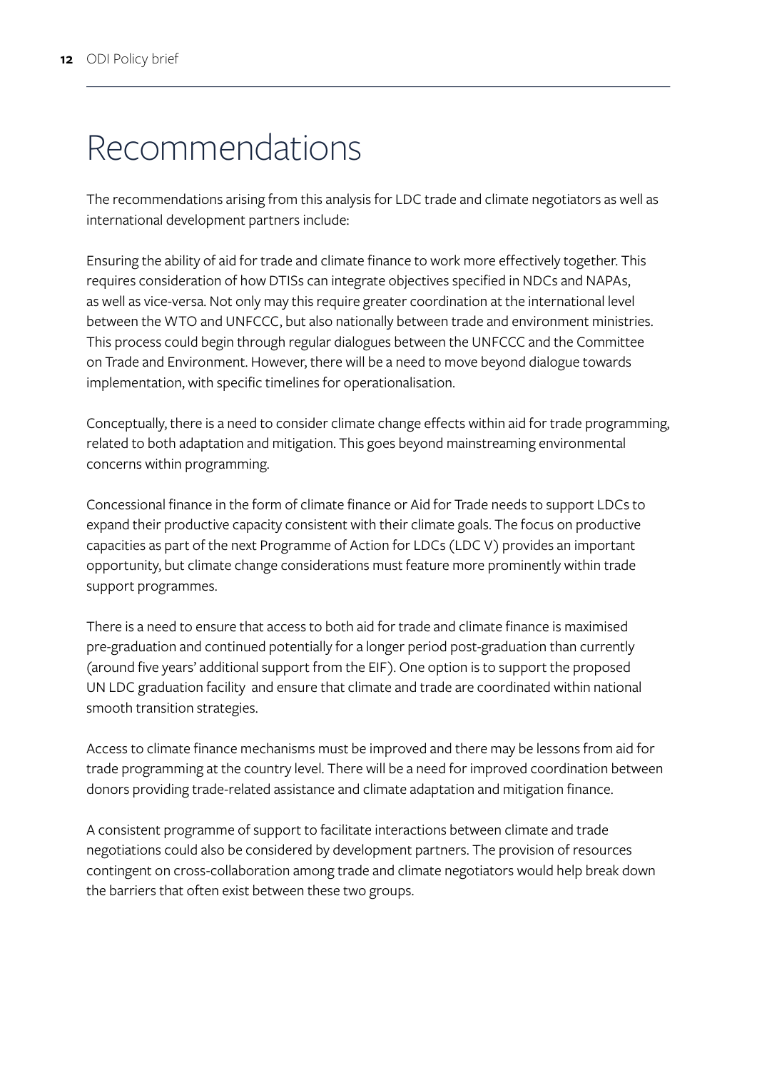# Recommendations

The recommendations arising from this analysis for LDC trade and climate negotiators as well as international development partners include:

Ensuring the ability of aid for trade and climate finance to work more effectively together. This requires consideration of how DTISs can integrate objectives specified in NDCs and NAPAs, as well as vice-versa. Not only may this require greater coordination at the international level between the WTO and UNFCCC, but also nationally between trade and environment ministries. This process could begin through regular dialogues between the UNFCCC and the Committee on Trade and Environment. However, there will be a need to move beyond dialogue towards implementation, with specific timelines for operationalisation.

Conceptually, there is a need to consider climate change effects within aid for trade programming, related to both adaptation and mitigation. This goes beyond mainstreaming environmental concerns within programming.

Concessional finance in the form of climate finance or Aid for Trade needs to support LDCs to expand their productive capacity consistent with their climate goals. The focus on productive capacities as part of the next Programme of Action for LDCs (LDC V) provides an important opportunity, but climate change considerations must feature more prominently within trade support programmes.

There is a need to ensure that access to both aid for trade and climate finance is maximised pre-graduation and continued potentially for a longer period post-graduation than currently (around five years' additional support from the EIF). One option is to support the proposed UN LDC graduation facility and ensure that climate and trade are coordinated within national smooth transition strategies.

Access to climate finance mechanisms must be improved and there may be lessons from aid for trade programming at the country level. There will be a need for improved coordination between donors providing trade-related assistance and climate adaptation and mitigation finance.

A consistent programme of support to facilitate interactions between climate and trade negotiations could also be considered by development partners. The provision of resources contingent on cross-collaboration among trade and climate negotiators would help break down the barriers that often exist between these two groups.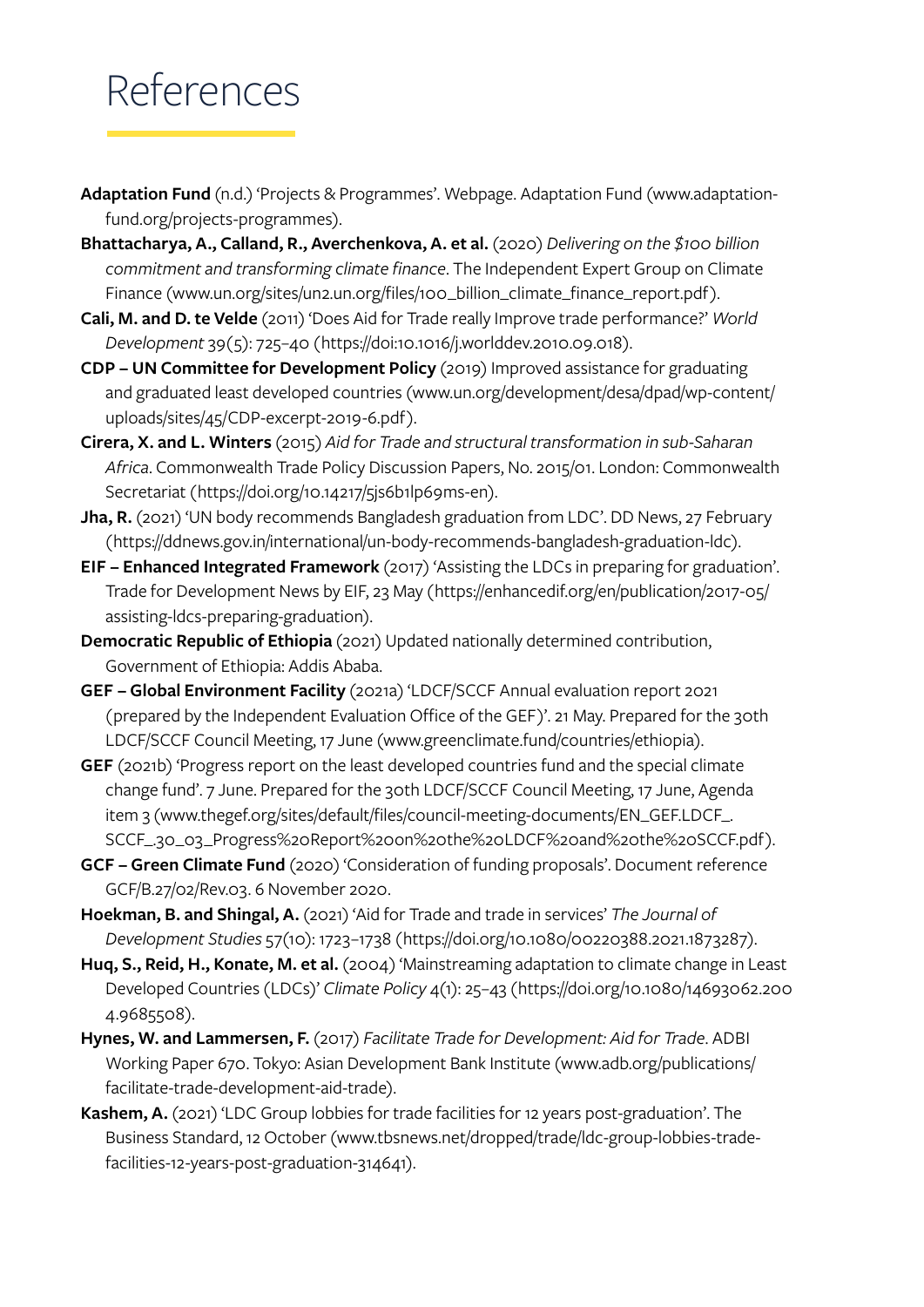# References

**Adaptation Fund** (n.d.) 'Projects & Programmes'. Webpage. Adaptation Fund (www.adaptation-fund.org/projects-programmes).

**Bhattacharya, A., Calland, R., Averchenkova, A. et al.** (2020) *Delivering on the $100 billion commitment and transforming climate finance*. The Independent Expert Group on Climate Finance (www.un.org/sites/un2.un.org/files/100_billion_climate_finance_report.pdf).

**Cali, M. and D. te Velde** (2011) 'Does Aid for Trade really Improve trade performance?' *World Development* 39(5): 725–40 (https://doi:10.1016/j.worlddev.2010.09.018).

**CDP – UN Committee for Development Policy** (2019) Improved assistance for graduating and graduated least developed countries (www.un.org/development/desa/dpad/wp-content/uploads/sites/45/CDP-excerpt-2019-6.pdf).

**Cirera, X. and L. Winters** (2015) *Aid for Trade and structural transformation in sub-Saharan Africa*. Commonwealth Trade Policy Discussion Papers, No. 2015/01. London: Commonwealth Secretariat (https://doi.org/10.14217/5js6b1lp69ms-en).

**Jha, R.** (2021) 'UN body recommends Bangladesh graduation from LDC'. DD News, 27 February (https://ddnews.gov.in/international/un-body-recommends-bangladesh-graduation-ldc).

**EIF – Enhanced Integrated Framework** (2017) 'Assisting the LDCs in preparing for graduation'. Trade for Development News by EIF, 23 May (https://enhancedif.org/en/publication/2017-05/assisting-ldcs-preparing-graduation).

**Democratic Republic of Ethiopia** (2021) Updated nationally determined contribution, Government of Ethiopia: Addis Ababa.

**GEF – Global Environment Facility** (2021a) 'LDCF/SCCF Annual evaluation report 2021 (prepared by the Independent Evaluation Office of the GEF)'. 21 May. Prepared for the 30th LDCF/SCCF Council Meeting, 17 June (www.greenclimate.fund/countries/ethiopia).

**GEF** (2021b) 'Progress report on the least developed countries fund and the special climate change fund'. 7 June. Prepared for the 30th LDCF/SCCF Council Meeting, 17 June, Agenda item 3 (www.thegef.org/sites/default/files/council-meeting-documents/EN_GEF.LDCF_.SCCF_.30_03_Progress%20Report%20on%20the%20LDCF%20and%20the%20SCCF.pdf).

**GCF – Green Climate Fund** (2020) 'Consideration of funding proposals'. Document reference GCF/B.27/02/Rev.03. 6 November 2020.

**Hoekman, B. and Shingal, A.** (2021) 'Aid for Trade and trade in services' *The Journal of Development Studies* 57(10): 1723–1738 (https://doi.org/10.1080/00220388.2021.1873287).

**Huq, S., Reid, H., Konate, M. et al.** (2004) 'Mainstreaming adaptation to climate change in Least Developed Countries (LDCs)' *Climate Policy* 4(1): 25–43 (https://doi.org/10.1080/14693062.2004.9685508).

**Hynes, W. and Lammersen, F.** (2017) *Facilitate Trade for Development: Aid for Trade*. ADBI Working Paper 670. Tokyo: Asian Development Bank Institute (www.adb.org/publications/facilitate-trade-development-aid-trade).

**Kashem, A.** (2021) 'LDC Group lobbies for trade facilities for 12 years post-graduation'. The Business Standard, 12 October (www.tbsnews.net/dropped/trade/ldc-group-lobbies-trade-facilities-12-years-post-graduation-314641).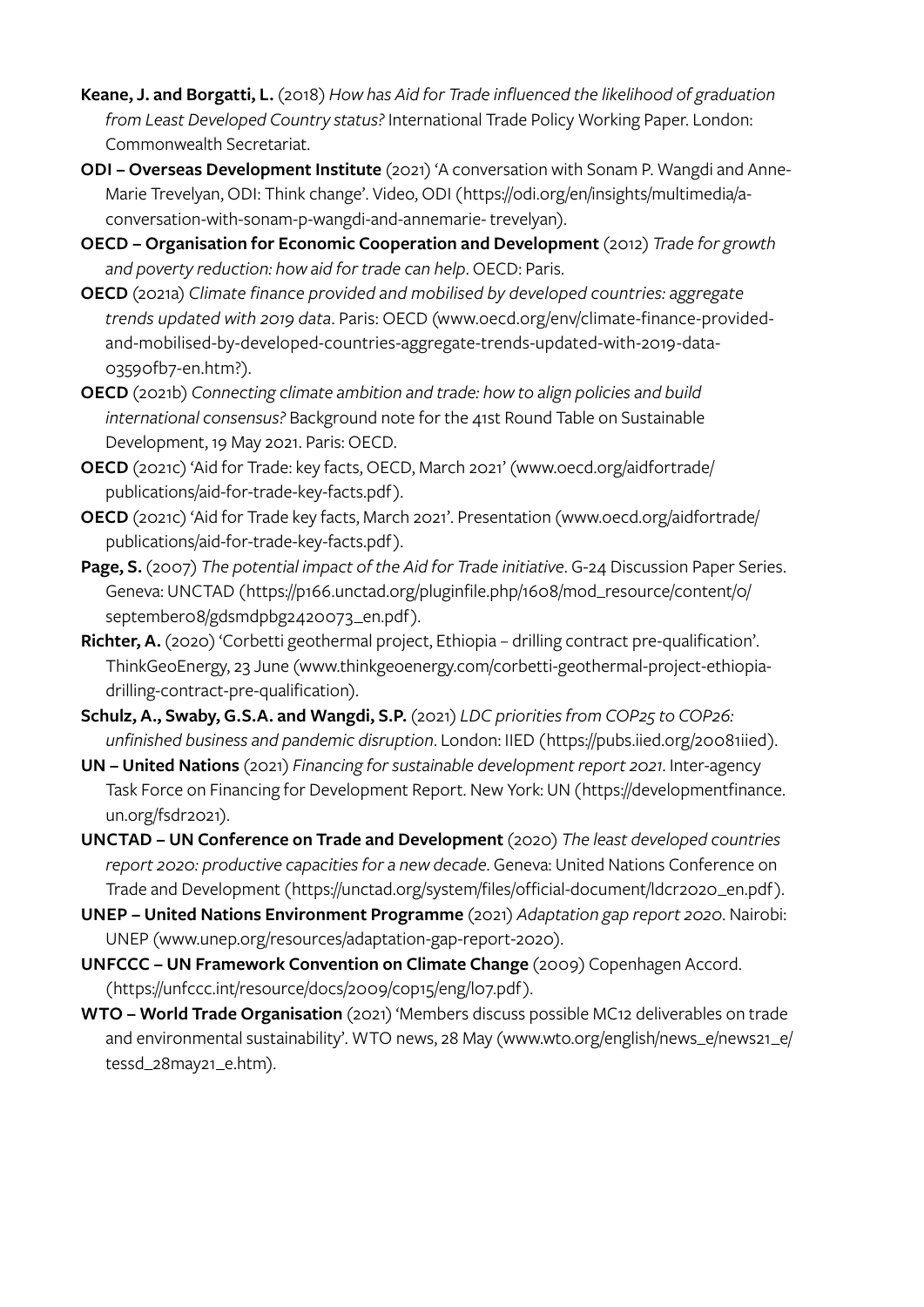**Keane, J. and Borgatti, L.** (2018) *How has Aid for Trade influenced the likelihood of graduation from Least Developed Country status?* International Trade Policy Working Paper. London: Commonwealth Secretariat.

**ODI – Overseas Development Institute** (2021) 'A conversation with Sonam P. Wangdi and Anne-Marie Trevelyan, ODI: Think change'. Video, ODI (https://odi.org/en/insights/multimedia/a-conversation-with-sonam-p-wangdi-and-annemarie- trevelyan).

**OECD – Organisation for Economic Cooperation and Development** (2012) *Trade for growth and poverty reduction: how aid for trade can help*. OECD: Paris.

**OECD** (2021a) *Climate finance provided and mobilised by developed countries: aggregate trends updated with 2019 data*. Paris: OECD (www.oecd.org/env/climate-finance-provided-and-mobilised-by-developed-countries-aggregate-trends-updated-with-2019-data-03590fb7-en.htm?).

**OECD** (2021b) *Connecting climate ambition and trade: how to align policies and build international consensus?* Background note for the 41st Round Table on Sustainable Development, 19 May 2021. Paris: OECD.

**OECD** (2021c) 'Aid for Trade: key facts, OECD, March 2021' (www.oecd.org/aidfortrade/publications/aid-for-trade-key-facts.pdf).

**OECD** (2021c) 'Aid for Trade key facts, March 2021'. Presentation (www.oecd.org/aidfortrade/publications/aid-for-trade-key-facts.pdf).

**Page, S.** (2007) *The potential impact of the Aid for Trade initiative*. G-24 Discussion Paper Series. Geneva: UNCTAD (https://p166.unctad.org/pluginfile.php/1608/mod_resource/content/0/september08/gdsmdpbg2420073_en.pdf).

**Richter, A.** (2020) 'Corbetti geothermal project, Ethiopia – drilling contract pre-qualification'. ThinkGeoEnergy, 23 June (www.thinkgeoenergy.com/corbetti-geothermal-project-ethiopia-drilling-contract-pre-qualification).

**Schulz, A., Swaby, G.S.A. and Wangdi, S.P.** (2021) *LDC priorities from COP25 to COP26: unfinished business and pandemic disruption*. London: IIED (https://pubs.iied.org/20081iied).

**UN – United Nations** (2021) *Financing for sustainable development report 2021*. Inter-agency Task Force on Financing for Development Report. New York: UN (https://developmentfinance.un.org/fsdr2021).

**UNCTAD – UN Conference on Trade and Development** (2020) *The least developed countries report 2020: productive capacities for a new decade*. Geneva: United Nations Conference on Trade and Development (https://unctad.org/system/files/official-document/ldcr2020_en.pdf).

**UNEP – United Nations Environment Programme** (2021) *Adaptation gap report 2020*. Nairobi: UNEP (www.unep.org/resources/adaptation-gap-report-2020).

**UNFCCC – UN Framework Convention on Climate Change** (2009) Copenhagen Accord. (https://unfccc.int/resource/docs/2009/cop15/eng/l07.pdf).

**WTO – World Trade Organisation** (2021) 'Members discuss possible MC12 deliverables on trade and environmental sustainability'. WTO news, 28 May (www.wto.org/english/news_e/news21_e/tessd_28may21_e.htm).